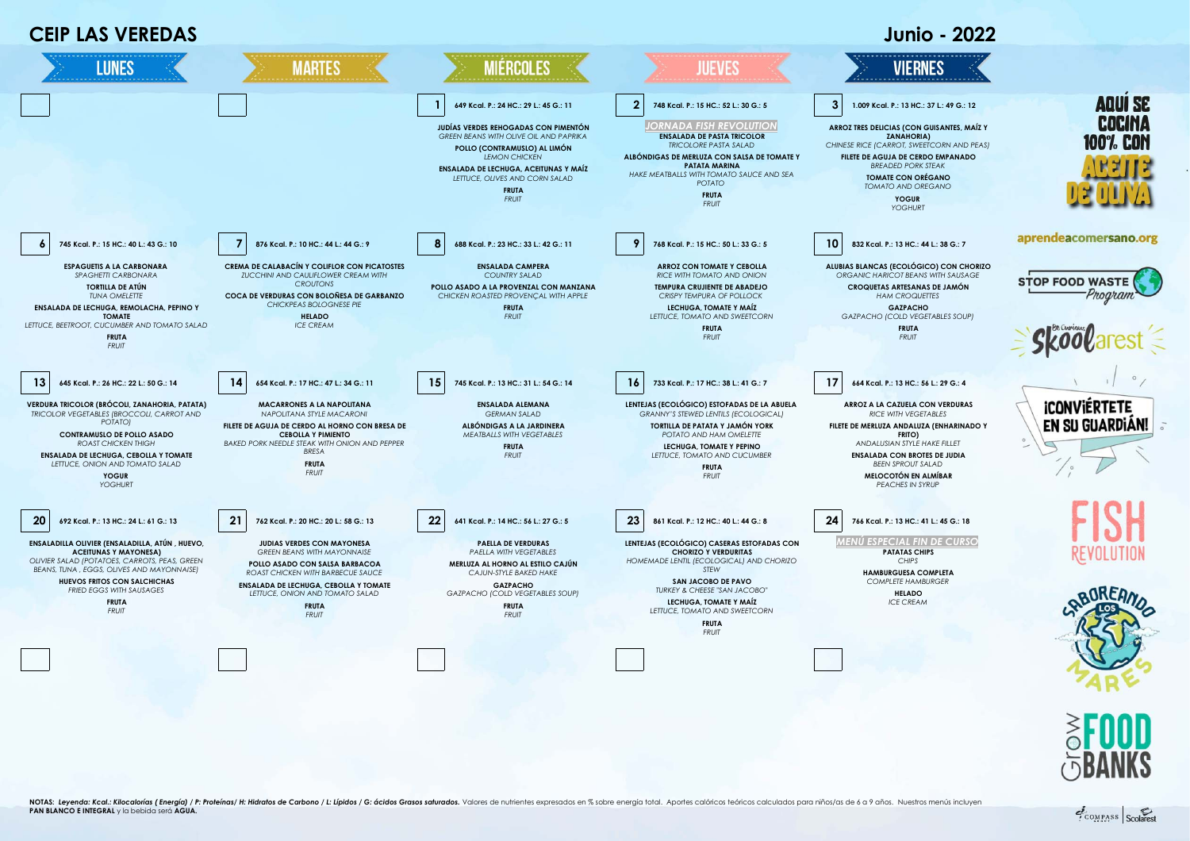# CEIP LAS VEREDAS

## Junio - 2022

| LUNES | MARTES | MIÉRCOLES | JUEVES | VIERNES |
|---|---|---|---|---|
| | | **1** 649 Kcal. P.: 24 HC.: 29 L.: 45 G.: 11<br>**JUDÍAS VERDES REHOGADAS CON PIMENTÓN**<br>*GREEN BEANS WITH OLIVE OIL AND PAPRIKA*<br>**POLLO (CONTRAMUSLO) AL LIMÓN**<br>*LEMON CHICKEN*<br>**ENSALADA DE LECHUGA, ACEITUNAS Y MAÍZ**<br>*LETTUCE, OLIVES AND CORN SALAD*<br>**FRUTA**<br>*FRUIT* | **2** 748 Kcal. P.: 15 HC.: 52 L.: 30 G.: 5<br>*JORNADA FISH REVOLUTION*<br>**ENSALADA DE PASTA TRICOLOR**<br>*TRICOLORE PASTA SALAD*<br>**ALBÓNDIGAS DE MERLUZA CON SALSA DE TOMATE Y PATATA MARINA**<br>*HAKE MEATBALLS WITH TOMATO SAUCE AND SEA POTATO*<br>**FRUTA**<br>*FRUIT* | **3** 1.009 Kcal. P.: 13 HC.: 37 L.: 49 G.: 12<br>**ARROZ TRES DELICIAS (CON GUISANTES, MAÍZ Y ZANAHORIA)**<br>*CHINESE RICE (CARROT, SWEETCORN AND PEAS)*<br>**FILETE DE AGUJA DE CERDO EMPANADO**<br>*BREADED PORK STEAK*<br>**TOMATE CON ORÉGANO**<br>*TOMATO AND OREGANO*<br>**YOGUR**<br>*YOGHURT* |
| **6** 745 Kcal. P.: 15 HC.: 40 L.: 43 G.: 10<br>**ESPAGUETIS A LA CARBONARA**<br>*SPAGHETTI CARBONARA*<br>**TORTILLA DE ATÚN**<br>*TUNA OMELETTE*<br>**ENSALADA DE LECHUGA, REMOLACHA, PEPINO Y TOMATE**<br>*LETTUCE, BEETROOT, CUCUMBER AND TOMATO SALAD*<br>**FRUTA**<br>*FRUIT* | **7** 876 Kcal. P.: 10 HC.: 44 L.: 44 G.: 9<br>**CREMA DE CALABACÍN Y COLIFLOR CON PICATOSTES**<br>*ZUCCHINI AND CAULIFLOWER CREAM WITH CROUTONS*<br>**COCA DE VERDURAS CON BOLOÑESA DE GARBANZO**<br>*CHICKPEAS BOLOGNESE PIE*<br>**HELADO**<br>*ICE CREAM* | **8** 688 Kcal. P.: 23 HC.: 33 L.: 42 G.: 11<br>**ENSALADA CAMPERA**<br>*COUNTRY SALAD*<br>**POLLO ASADO A LA PROVENZAL CON MANZANA**<br>*CHICKEN ROASTED PROVENÇAL WITH APPLE*<br>**FRUTA**<br>*FRUIT* | **9** 768 Kcal. P.: 15 HC.: 50 L.: 33 G.: 5<br>**ARROZ CON TOMATE Y CEBOLLA**<br>*RICE WITH TOMATO AND ONION*<br>**TEMPURA CRUJIENTE DE ABADEJO**<br>*CRISPY TEMPURA OF POLLOCK*<br>**LECHUGA, TOMATE Y MAÍZ**<br>*LETTUCE, TOMATO AND SWEETCORN*<br>**FRUTA**<br>*FRUIT* | **10** 832 Kcal. P.: 13 HC.: 44 L.: 38 G.: 7<br>**ALUBIAS BLANCAS (ECOLÓGICO) CON CHORIZO**<br>*ORGANIC HARICOT BEANS WITH SAUSAGE*<br>**CROQUETAS ARTESANAS DE JAMÓN**<br>*HAM CROQUETTES*<br>**GAZPACHO**<br>*GAZPACHO (COLD VEGETABLES SOUP)*<br>**FRUTA**<br>*FRUIT* |
| **13** 645 Kcal. P.: 26 HC.: 22 L.: 50 G.: 14<br>**VERDURA TRICOLOR (BRÓCOLI, ZANAHORIA, PATATA)**<br>*TRICOLOR VEGETABLES (BROCCOLI, CARROT AND POTATO)*<br>**CONTRAMUSLO DE POLLO ASADO**<br>*ROAST CHICKEN THIGH*<br>**ENSALADA DE LECHUGA, CEBOLLA Y TOMATE**<br>*LETTUCE, ONION AND TOMATO SALAD*<br>**YOGUR**<br>*YOGHURT* | **14** 654 Kcal. P.: 17 HC.: 47 L.: 34 G.: 11<br>**MACARRONES A LA NAPOLITANA**<br>*NAPOLITANA STYLE MACARONI*<br>**FILETE DE AGUJA DE CERDO AL HORNO CON BRESA DE CEBOLLA Y PIMIENTO**<br>*BAKED PORK NEEDLE STEAK WITH ONION AND PEPPER BRESA*<br>**FRUTA**<br>*FRUIT* | **15** 745 Kcal. P.: 13 HC.: 31 L.: 54 G.: 14<br>**ENSALADA ALEMANA**<br>*GERMAN SALAD*<br>**ALBÓNDIGAS A LA JARDINERA**<br>*MEATBALLS WITH VEGETABLES*<br>**FRUTA**<br>*FRUIT* | **16** 733 Kcal. P.: 17 HC.: 38 L.: 41 G.: 7<br>**LENTEJAS (ECOLÓGICO) ESTOFADAS DE LA ABUELA**<br>*GRANNY'S STEWED LENTILS (ECOLOGICAL)*<br>**TORTILLA DE PATATA Y JAMÓN YORK**<br>*POTATO AND HAM OMELETTE*<br>**LECHUGA, TOMATE Y PEPINO**<br>*LETTUCE, TOMATO AND CUCUMBER*<br>**FRUTA**<br>*FRUIT* | **17** 664 Kcal. P.: 13 HC.: 56 L.: 29 G.: 4<br>**ARROZ A LA CAZUELA CON VERDURAS**<br>*RICE WITH VEGETABLES*<br>**FILETE DE MERLUZA ANDALUZA (ENHARINADO Y FRITO)**<br>*ANDALUSIAN STYLE HAKE FILLET*<br>**ENSALADA CON BROTES DE JUDIA**<br>*BEEN SPROUT SALAD*<br>**MELOCOTÓN EN ALMÍBAR**<br>*PEACHES IN SYRUP* |
| **20** 692 Kcal. P.: 13 HC.: 24 L.: 61 G.: 13<br>**ENSALADILLA OLIVIER (ENSALADILLA, ATÚN , HUEVO, ACEITUNAS Y MAYONESA)**<br>*OLIVIER SALAD (POTATOES, CARROTS, PEAS, GREEN BEANS, TUNA , EGGS, OLIVES AND MAYONNAISE)*<br>**HUEVOS FRITOS CON SALCHICHAS**<br>*FRIED EGGS WITH SAUSAGES*<br>**FRUTA**<br>*FRUIT* | **21** 762 Kcal. P.: 20 HC.: 20 L.: 58 G.: 13<br>**JUDIAS VERDES CON MAYONESA**<br>*GREEN BEANS WITH MAYONNAISE*<br>**POLLO ASADO CON SALSA BARBACOA**<br>*ROAST CHICKEN WITH BARBECUE SAUCE*<br>**ENSALADA DE LECHUGA, CEBOLLA Y TOMATE**<br>*LETTUCE, ONION AND TOMATO SALAD*<br>**FRUTA**<br>*FRUIT* | **22** 641 Kcal. P.: 14 HC.: 56 L.: 27 G.: 5<br>**PAELLA DE VERDURAS**<br>*PAELLA WITH VEGETABLES*<br>**MERLUZA AL HORNO AL ESTILO CAJÚN**<br>*CAJUN-STYLE BAKED HAKE*<br>**GAZPACHO**<br>*GAZPACHO (COLD VEGETABLES SOUP)*<br>**FRUTA**<br>*FRUIT* | **23** 861 Kcal. P.: 12 HC.: 40 L.: 44 G.: 8<br>**LENTEJAS (ECOLÓGICO) CASERAS ESTOFADAS CON CHORIZO Y VERDURITAS**<br>*HOMEMADE LENTIL (ECOLOGICAL) AND CHORIZO STEW*<br>**SAN JACOBO DE PAVO**<br>*TURKEY & CHEESE "SAN JACOBO"*<br>**LECHUGA, TOMATE Y MAÍZ**<br>*LETTUCE, TOMATO AND SWEETCORN*<br>**FRUTA**<br>*FRUIT* | **24** 766 Kcal. P.: 13 HC.: 41 L.: 45 G.: 18<br>*MENÚ ESPECIAL FIN DE CURSO*<br>**PATATAS CHIPS**<br>*CHIPS*<br>**HAMBURGUESA COMPLETA**<br>*COMPLETE HAMBURGER*<br>**HELADO**<br>*ICE CREAM* |
| | | | | |

AQUÍ SE COCINA 100% CON ACEITE DE OLIVA

aprendeacomersano.org

STOP FOOD WASTE Program

Skoolarest

¡CONVIÉRTETE EN SU GUARDIÁN!

FISH REVOLUTION

SABOREANDO LOS MARES

GROW FOOD BANKS

**NOTAS:** ***Leyenda: Kcal.: Kilocalorías ( Energía) / P: Proteínas/ H: Hidratos de Carbono / L: Lípidos / G: ácidos Grasos saturados.*** Valores de nutrientes expresados en % sobre energía total. Aportes calóricos teóricos calculados para niños/as de 6 a 9 años. Nuestros menús incluyen **PAN BLANCO E INTEGRAL** y la bebida será **AGUA.**

COMPASS | Scolarest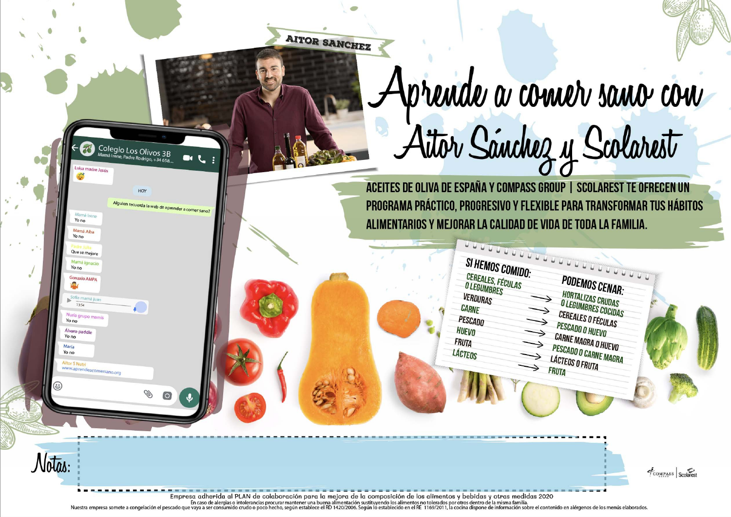AITOR SANCHEZ

# Aprende a comer sano con Aitor Sánchez y Scolarest

ACEITES DE OLIVA DE ESPAÑA Y COMPASS GROUP | SCOLAREST TE OFRECEN UN PROGRAMA PRÁCTICO, PROGRESIVO Y FLEXIBLE PARA TRANSFORMAR TUS HÁBITOS ALIMENTARIOS Y MEJORAR LA CALIDAD DE VIDA DE TODA LA FAMILIA.

Colegio Los Olivos 3B
Mamá Irene, Padre Rodrigo, +34 658...

Luisa madre Jesús

HOY

Alguien recuerda la web de aprender a comer sano?

Mamá Irene: Yo no

Mamá Alba: Yo no

Papá Julia: Que se mejore

Mamá Ignacio: Yo no

Gonzalo AMPA

Sofía mamá Juan: 13:54

Nuria grupo mamis: Yo no

Álvaro paddle: Yo no

María: Yo no

Aitor S Nutri: www.aprendeacomersano.org

| SI HEMOS COMIDO: | | PODEMOS CENAR: |
| --- | --- | --- |
| CEREALES, FÉCULAS O LEGUMBRES | → | HORTALIZAS CRUDAS O LEGUMBRES COCIDAS |
| VERDURAS | → | CEREALES O FÉCULAS |
| CARNE | → | PESCADO O HUEVO |
| PESCADO | → | CARNE MAGRA O HUEVO |
| HUEVO | → | PESCADO O CARNE MAGRA |
| FRUTA | → | LÁCTEOS O FRUTA |
| LÁCTEOS | → | FRUTA |

Notas:

COMPASS GROUP | Scolarest

Empresa adherida al PLAN de colaboración para la mejora de la composición de los alimentos y bebidas y otras medidas 2020

En caso de alergias o intolerancias procurar mantener una buena alimentación sustituyendo los alimentos no tolerados por otros dentro de la misma familia.

Nuestra empresa somete a congelación el pescado que vaya a ser consumido crudo o poco hecho, según establece el RD 1420/2006. Según lo establecido en el RE 1169/2011, la cocina dispone de información sobre el contenido en alérgenos de los menús elaborados.